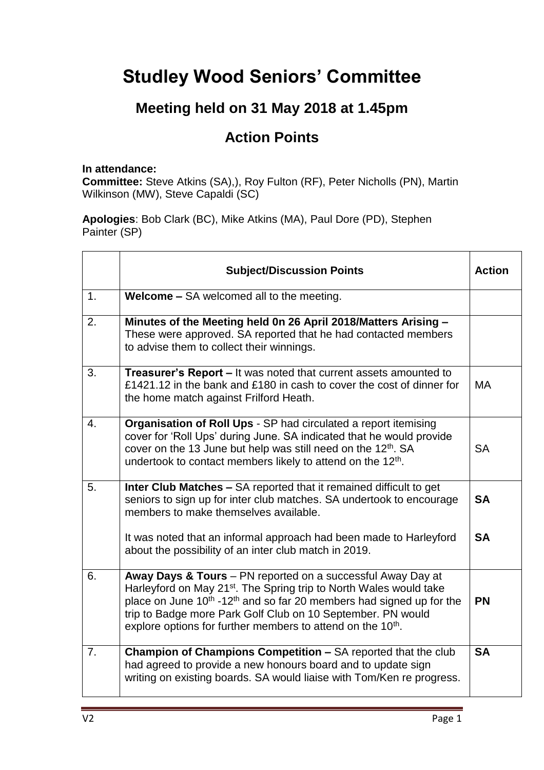# Studley Wood Seniors' Committee

## Meeting held on 31 May 2018 at 1.45pm

## Action Points

**In attendance:**
**Committee:** Steve Atkins (SA),), Roy Fulton (RF), Peter Nicholls (PN), Martin Wilkinson (MW), Steve Capaldi (SC)

**Apologies**: Bob Clark (BC), Mike Atkins (MA), Paul Dore (PD), Stephen Painter (SP)

| | Subject/Discussion Points | Action |
|---|---|---|
| 1. | **Welcome –** SA welcomed all to the meeting. | |
| 2. | **Minutes of the Meeting held 0n 26 April 2018/Matters Arising –** These were approved. SA reported that he had contacted members to advise them to collect their winnings. | |
| 3. | **Treasurer's Report –** It was noted that current assets amounted to £1421.12 in the bank and £180 in cash to cover the cost of dinner for the home match against Frilford Heath. | MA |
| 4. | **Organisation of Roll Ups** - SP had circulated a report itemising cover for 'Roll Ups' during June. SA indicated that he would provide cover on the 13 June but help was still need on the 12th. SA undertook to contact members likely to attend on the 12th. | SA |
| 5. | **Inter Club Matches –** SA reported that it remained difficult to get seniors to sign up for inter club matches. SA undertook to encourage members to make themselves available.<br><br>It was noted that an informal approach had been made to Harleyford about the possibility of an inter club match in 2019. | **SA**<br><br>**SA** |
| 6. | **Away Days & Tours** – PN reported on a successful Away Day at Harleyford on May 21st. The Spring trip to North Wales would take place on June 10th -12th and so far 20 members had signed up for the trip to Badge more Park Golf Club on 10 September. PN would explore options for further members to attend on the 10th. | **PN** |
| 7. | **Champion of Champions Competition –** SA reported that the club had agreed to provide a new honours board and to update sign writing on existing boards. SA would liaise with Tom/Ken re progress. | **SA** |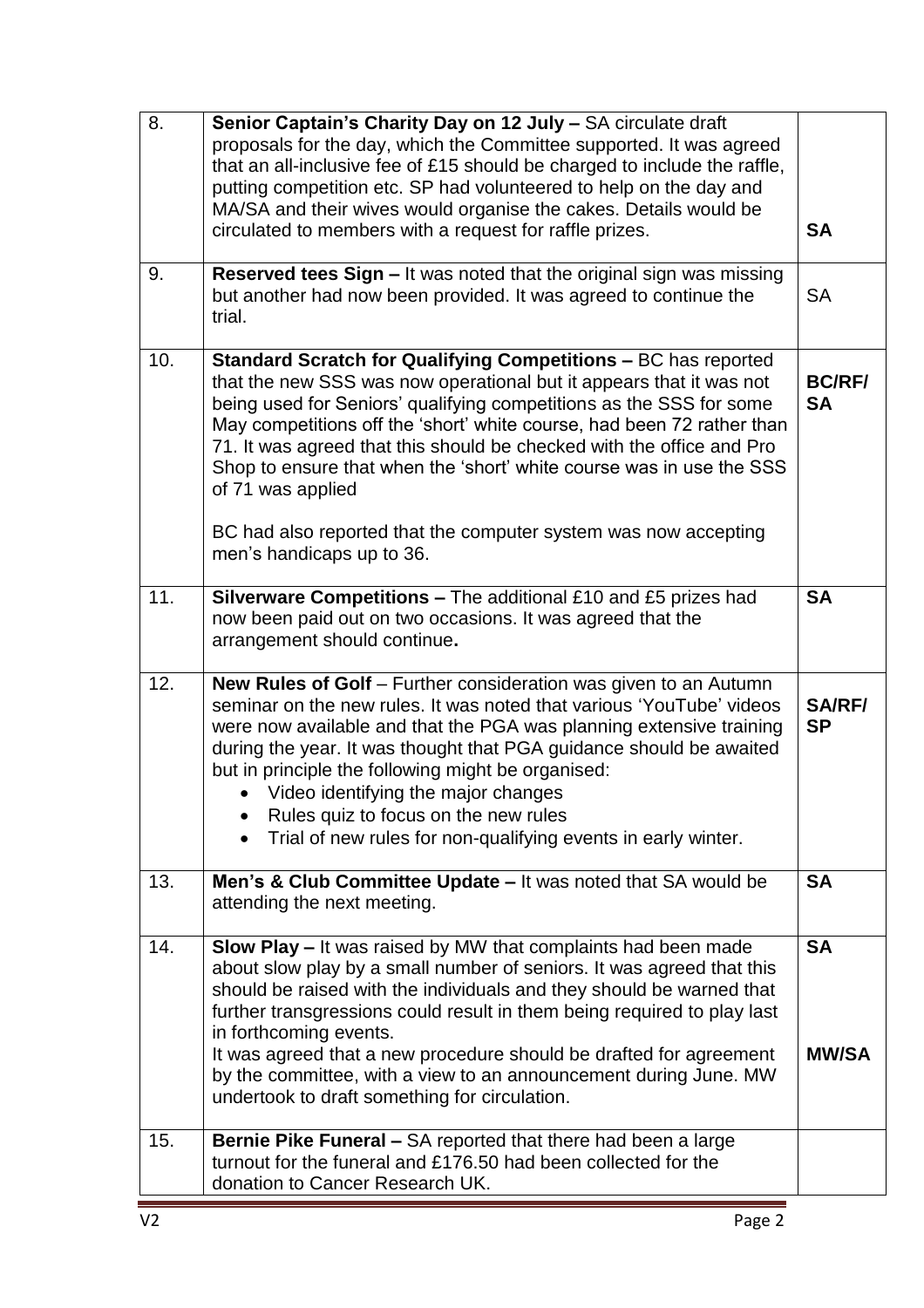| | | |
|---|---|---|
| 8. | **Senior Captain's Charity Day on 12 July –** SA circulate draft proposals for the day, which the Committee supported. It was agreed that an all-inclusive fee of £15 should be charged to include the raffle, putting competition etc. SP had volunteered to help on the day and MA/SA and their wives would organise the cakes. Details would be circulated to members with a request for raffle prizes. | **SA** |
| 9. | **Reserved tees Sign –** It was noted that the original sign was missing but another had now been provided. It was agreed to continue the trial. | SA |
| 10. | **Standard Scratch for Qualifying Competitions –** BC has reported that the new SSS was now operational but it appears that it was not being used for Seniors' qualifying competitions as the SSS for some May competitions off the 'short' white course, had been 72 rather than 71. It was agreed that this should be checked with the office and Pro Shop to ensure that when the 'short' white course was in use the SSS of 71 was applied<br><br>BC had also reported that the computer system was now accepting men's handicaps up to 36. | **BC/RF/ SA** |
| 11. | **Silverware Competitions –** The additional £10 and £5 prizes had now been paid out on two occasions. It was agreed that the arrangement should continue**.** | **SA** |
| 12. | **New Rules of Golf** – Further consideration was given to an Autumn seminar on the new rules. It was noted that various 'YouTube' videos were now available and that the PGA was planning extensive training during the year. It was thought that PGA guidance should be awaited but in principle the following might be organised:<br>• Video identifying the major changes<br>• Rules quiz to focus on the new rules<br>• Trial of new rules for non-qualifying events in early winter. | **SA/RF/ SP** |
| 13. | **Men's & Club Committee Update –** It was noted that SA would be attending the next meeting. | **SA** |
| 14. | **Slow Play –** It was raised by MW that complaints had been made about slow play by a small number of seniors. It was agreed that this should be raised with the individuals and they should be warned that further transgressions could result in them being required to play last in forthcoming events.<br>It was agreed that a new procedure should be drafted for agreement by the committee, with a view to an announcement during June. MW undertook to draft something for circulation. | **SA**<br><br>**MW/SA** |
| 15. | **Bernie Pike Funeral –** SA reported that there had been a large turnout for the funeral and £176.50 had been collected for the donation to Cancer Research UK. | |

V2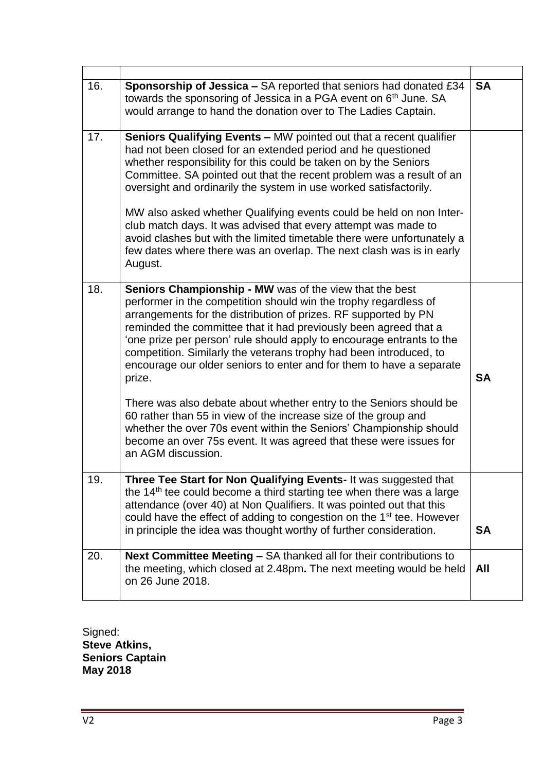| | | |
|---|---|---|
| 16. | **Sponsorship of Jessica –** SA reported that seniors had donated £34 towards the sponsoring of Jessica in a PGA event on 6th June. SA would arrange to hand the donation over to The Ladies Captain. | **SA** |
| 17. | **Seniors Qualifying Events –** MW pointed out that a recent qualifier had not been closed for an extended period and he questioned whether responsibility for this could be taken on by the Seniors Committee. SA pointed out that the recent problem was a result of an oversight and ordinarily the system in use worked satisfactorily.<br><br>MW also asked whether Qualifying events could be held on non Inter-club match days. It was advised that every attempt was made to avoid clashes but with the limited timetable there were unfortunately a few dates where there was an overlap. The next clash is in early August. | |
| 18. | **Seniors Championship - MW** was of the view that the best performer in the competition should win the trophy regardless of arrangements for the distribution of prizes. RF supported by PN reminded the committee that it had previously been agreed that a 'one prize per person' rule should apply to encourage entrants to the competition. Similarly the veterans trophy had been introduced, to encourage our older seniors to enter and for them to have a separate prize.<br><br>There was also debate about whether entry to the Seniors should be 60 rather than 55 in view of the increase size of the group and whether the over 70s event within the Seniors' Championship should become an over 75s event. It was agreed that these were issues for an AGM discussion. | **SA** |
| 19. | **Three Tee Start for Non Qualifying Events-** It was suggested that the 14th tee could become a third starting tee when there was a large attendance (over 40) at Non Qualifiers. It was pointed out that this could have the effect of adding to congestion on the 1st tee. However in principle the idea was thought worthy of further consideration. | **SA** |
| 20. | **Next Committee Meeting –** SA thanked all for their contributions to the meeting, which closed at 2.48pm**.** The next meeting would be held on 26 June 2018. | **All** |

Signed:
**Steve Atkins,**
**Seniors Captain**
**May 2018**